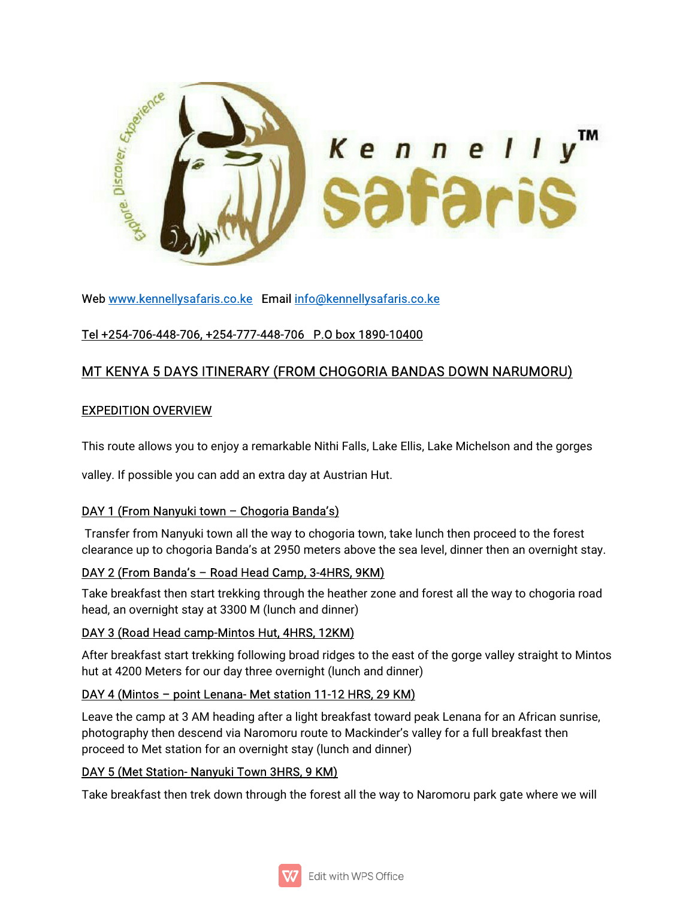Web www.kennellysafaris.co.ke   Email info@kennellysafaris.co.ke

Tel +254-706-448-706, +254-777-448-706   P.O box 1890-10400

## MT KENYA 5 DAYS ITINERARY (FROM CHOGORIA BANDAS DOWN NARUMORU)

### EXPEDITION OVERVIEW

This route allows you to enjoy a remarkable Nithi Falls, Lake Ellis, Lake Michelson and the gorges valley. If possible you can add an extra day at Austrian Hut.

### DAY 1 (From Nanyuki town – Chogoria Banda's)

Transfer from Nanyuki town all the way to chogoria town, take lunch then proceed to the forest clearance up to chogoria Banda's at 2950 meters above the sea level, dinner then an overnight stay.

### DAY 2 (From Banda's – Road Head Camp, 3-4HRS, 9KM)

Take breakfast then start trekking through the heather zone and forest all the way to chogoria road head, an overnight stay at 3300 M (lunch and dinner)

### DAY 3 (Road Head camp-Mintos Hut, 4HRS, 12KM)

After breakfast start trekking following broad ridges to the east of the gorge valley straight to Mintos hut at 4200 Meters for our day three overnight (lunch and dinner)

### DAY 4 (Mintos – point Lenana- Met station 11-12 HRS, 29 KM)

Leave the camp at 3 AM heading after a light breakfast toward peak Lenana for an African sunrise, photography then descend via Naromoru route to Mackinder's valley for a full breakfast then proceed to Met station for an overnight stay (lunch and dinner)

### DAY 5 (Met Station- Nanyuki Town 3HRS, 9 KM)

Take breakfast then trek down through the forest all the way to Naromoru park gate where we will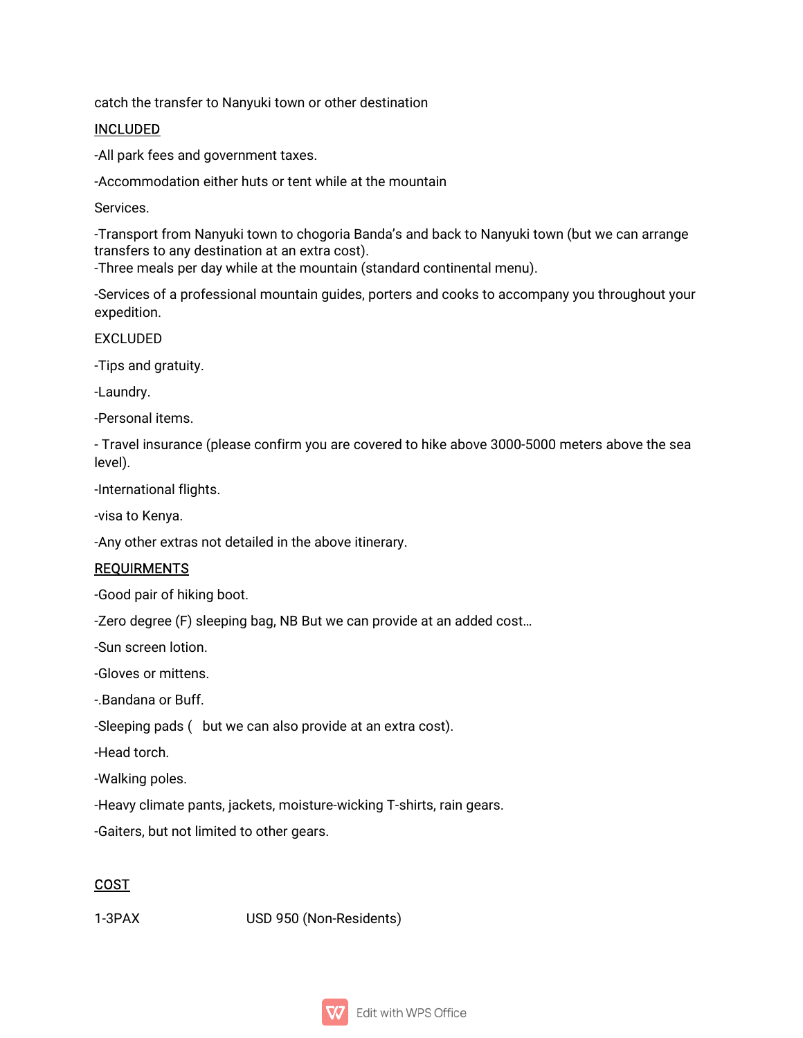catch the transfer to Nanyuki town or other destination

INCLUDED

-All park fees and government taxes.

-Accommodation either huts or tent while at the mountain

Services.

-Transport from Nanyuki town to chogoria Banda's and back to Nanyuki town (but we can arrange transfers to any destination at an extra cost).
-Three meals per day while at the mountain (standard continental menu).

-Services of a professional mountain guides, porters and cooks to accompany you throughout your expedition.

EXCLUDED

-Tips and gratuity.

-Laundry.

-Personal items.

- Travel insurance (please confirm you are covered to hike above 3000-5000 meters above the sea level).

-International flights.

-visa to Kenya.

-Any other extras not detailed in the above itinerary.

REQUIRMENTS

-Good pair of hiking boot.

-Zero degree (F) sleeping bag, NB But we can provide at an added cost…

-Sun screen lotion.

-Gloves or mittens.

-.Bandana or Buff.

-Sleeping pads (  but we can also provide at an extra cost).

-Head torch.

-Walking poles.

-Heavy climate pants, jackets, moisture-wicking T-shirts, rain gears.

-Gaiters, but not limited to other gears.

COST

1-3PAX USD 950 (Non-Residents)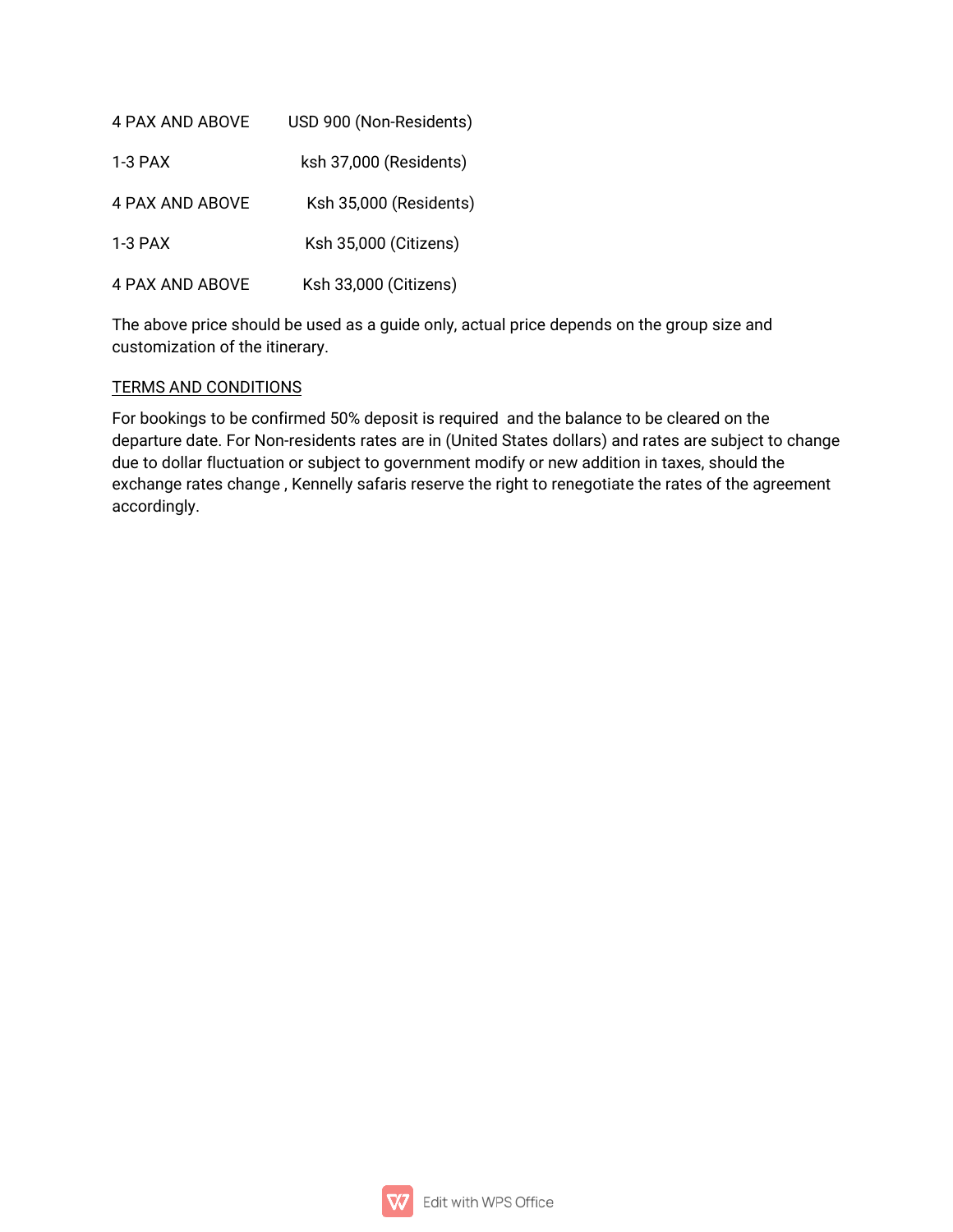| | |
|---|---|
| 4 PAX AND ABOVE | USD 900 (Non-Residents) |
| 1-3 PAX | ksh 37,000 (Residents) |
| 4 PAX AND ABOVE | Ksh 35,000 (Residents) |
| 1-3 PAX | Ksh 35,000 (Citizens) |
| 4 PAX AND ABOVE | Ksh 33,000 (Citizens) |

The above price should be used as a guide only, actual price depends on the group size and customization of the itinerary.

TERMS AND CONDITIONS

For bookings to be confirmed 50% deposit is required and the balance to be cleared on the departure date. For Non-residents rates are in (United States dollars) and rates are subject to change due to dollar fluctuation or subject to government modify or new addition in taxes, should the exchange rates change , Kennelly safaris reserve the right to renegotiate the rates of the agreement accordingly.